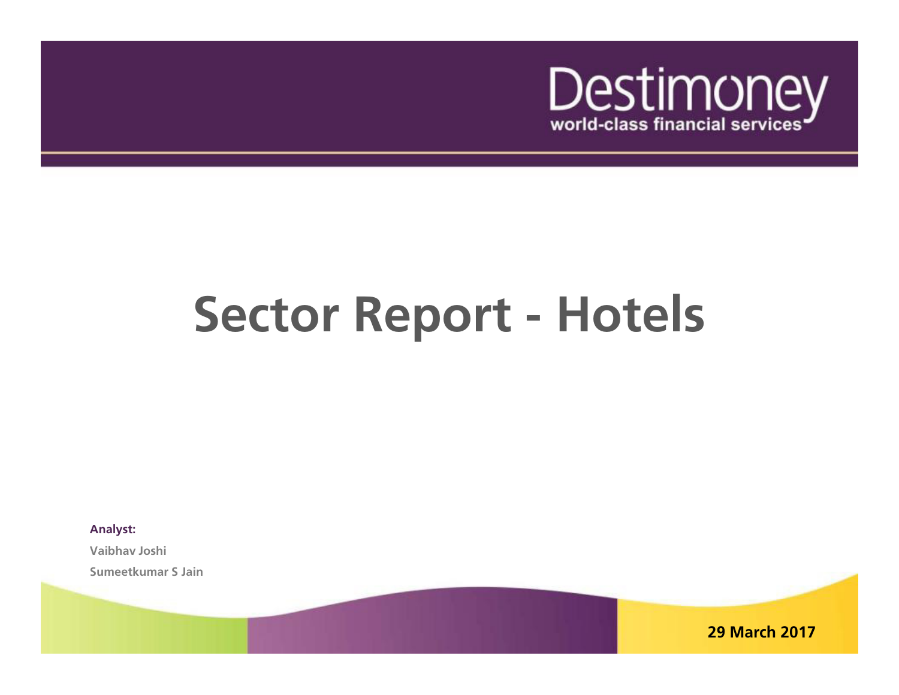Destimoney

world-class financial services

# Sector Report - Hotels

**Analyst:**

**Vaibhav Joshi**

**Sumeetkumar S Jain**

**29 March 2017**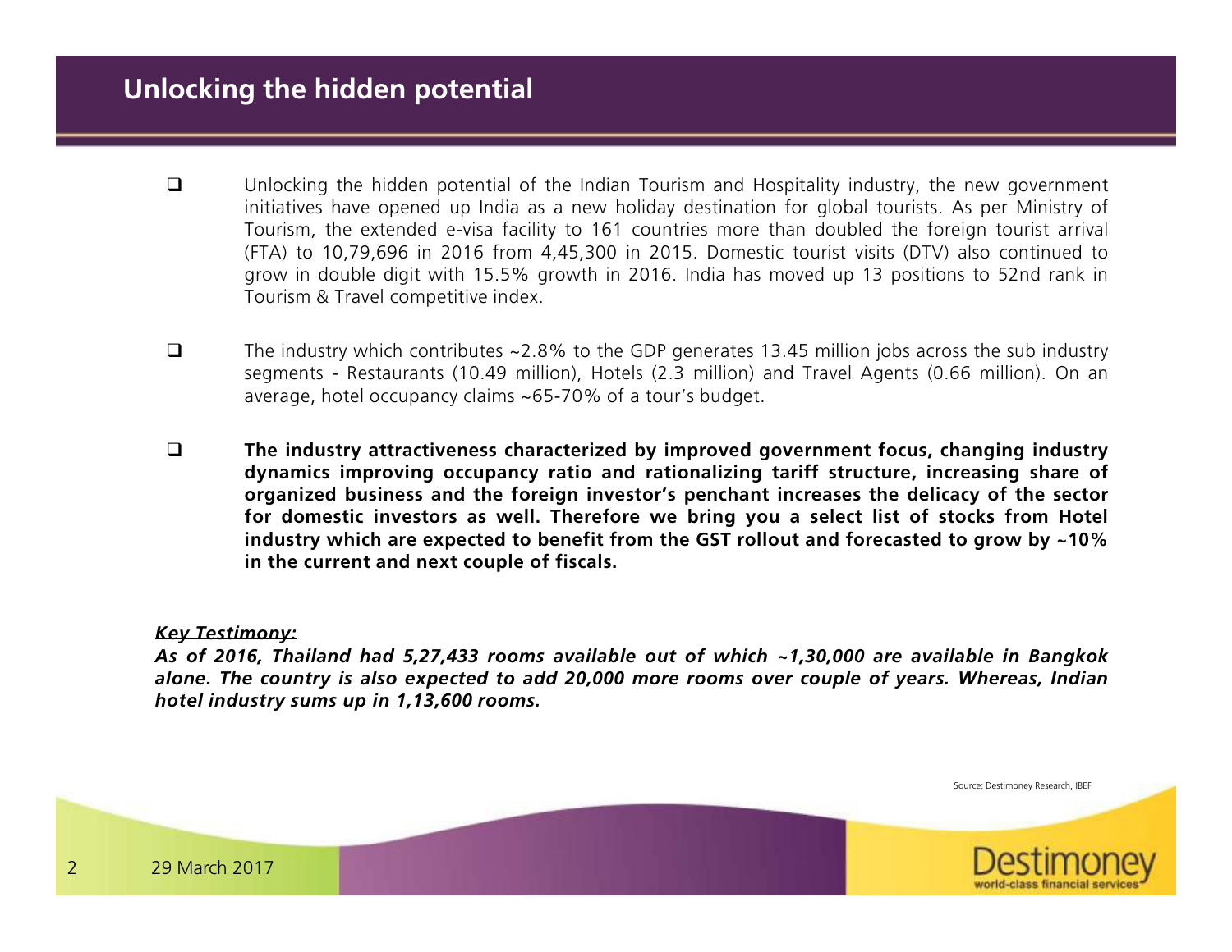# Unlocking the hidden potential

- Unlocking the hidden potential of the Indian Tourism and Hospitality industry, the new government initiatives have opened up India as a new holiday destination for global tourists. As per Ministry of Tourism, the extended e-visa facility to 161 countries more than doubled the foreign tourist arrival (FTA) to 10,79,696 in 2016 from 4,45,300 in 2015. Domestic tourist visits (DTV) also continued to grow in double digit with 15.5% growth in 2016. India has moved up 13 positions to 52nd rank in Tourism & Travel competitive index.

- The industry which contributes ~2.8% to the GDP generates 13.45 million jobs across the sub industry segments - Restaurants (10.49 million), Hotels (2.3 million) and Travel Agents (0.66 million). On an average, hotel occupancy claims ~65-70% of a tour's budget.

- **The industry attractiveness characterized by improved government focus, changing industry dynamics improving occupancy ratio and rationalizing tariff structure, increasing share of organized business and the foreign investor's penchant increases the delicacy of the sector for domestic investors as well. Therefore we bring you a select list of stocks from Hotel industry which are expected to benefit from the GST rollout and forecasted to grow by ~10% in the current and next couple of fiscals.**

***Key Testimony:***

***As of 2016, Thailand had 5,27,433 rooms available out of which ~1,30,000 are available in Bangkok alone. The country is also expected to add 20,000 more rooms over couple of years. Whereas, Indian hotel industry sums up in 1,13,600 rooms.***

Source: Destimoney Research, IBEF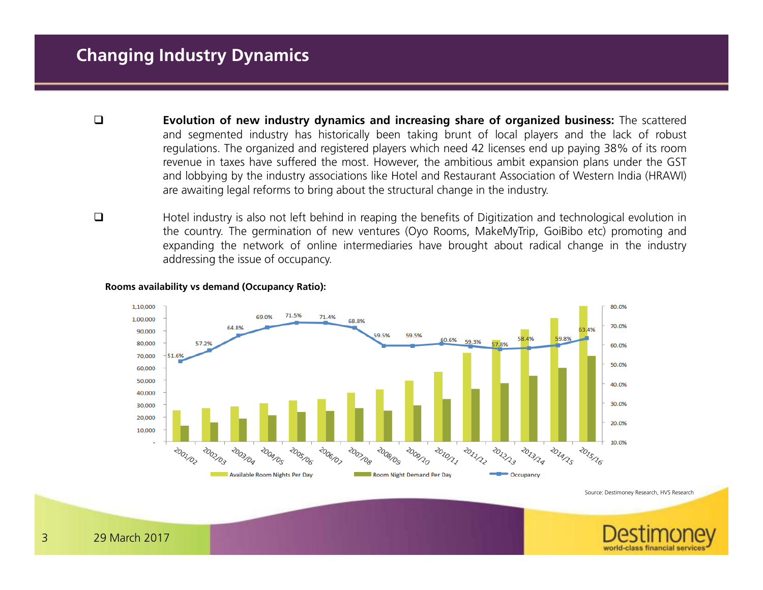# Changing Industry Dynamics

- **Evolution of new industry dynamics and increasing share of organized business:** The scattered and segmented industry has historically been taking brunt of local players and the lack of robust regulations. The organized and registered players which need 42 licenses end up paying 38% of its room revenue in taxes have suffered the most. However, the ambitious ambit expansion plans under the GST and lobbying by the industry associations like Hotel and Restaurant Association of Western India (HRAWI) are awaiting legal reforms to bring about the structural change in the industry.

- Hotel industry is also not left behind in reaping the benefits of Digitization and technological evolution in the country. The germination of new ventures (Oyo Rooms, MakeMyTrip, GoiBibo etc) promoting and expanding the network of online intermediaries have brought about radical change in the industry addressing the issue of occupancy.

**Rooms availability vs demand (Occupancy Ratio):**

| Year | Occupancy |
|---|---|
| 2001/02 | 51.6% |
| 2002/03 | 57.2% |
| 2003/04 | 64.8% |
| 2004/05 | 69.0% |
| 2005/06 | 71.5% |
| 2006/07 | 71.4% |
| 2007/08 | 68.8% |
| 2008/09 | 59.5% |
| 2009/10 | 59.5% |
| 2010/11 | 60.6% |
| 2011/12 | 59.3% |
| 2012/13 | 57.8% |
| 2013/14 | 58.4% |
| 2014/15 | 59.8% |
| 2015/16 | 63.4% |

Legend: Available Room Nights Per Day; Room Night Demand Per Day; Occupancy

Source: Destimoney Research, HVS Research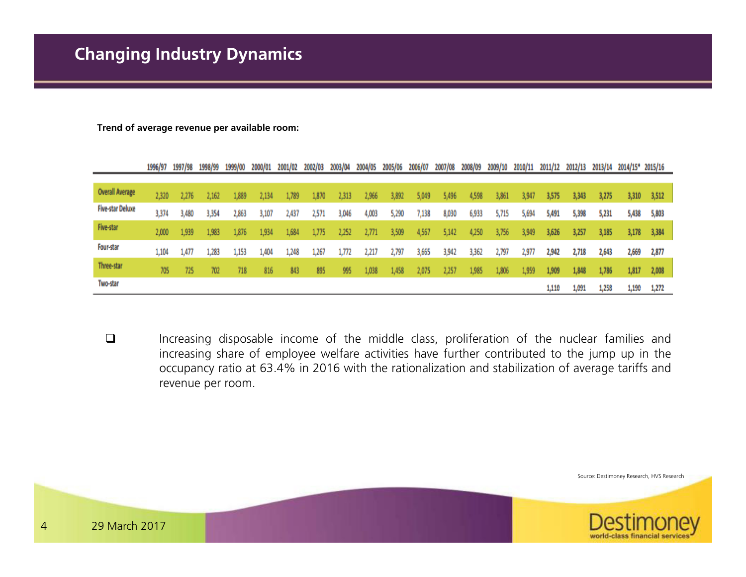## Changing Industry Dynamics

**Trend of average revenue per available room:**

| | 1996/97 | 1997/98 | 1998/99 | 1999/00 | 2000/01 | 2001/02 | 2002/03 | 2003/04 | 2004/05 | 2005/06 | 2006/07 | 2007/08 | 2008/09 | 2009/10 | 2010/11 | 2011/12 | 2012/13 | 2013/14 | 2014/15* | 2015/16 |
|---|---|---|---|---|---|---|---|---|---|---|---|---|---|---|---|---|---|---|---|---|
| Overall Average | 2,320 | 2,276 | 2,162 | 1,889 | 2,134 | 1,789 | 1,870 | 2,313 | 2,966 | 3,892 | 5,049 | 5,496 | 4,598 | 3,861 | 3,947 | 3,575 | 3,343 | 3,275 | 3,310 | 3,512 |
| Five-star Deluxe | 3,374 | 3,480 | 3,354 | 2,863 | 3,107 | 2,437 | 2,571 | 3,046 | 4,003 | 5,290 | 7,138 | 8,030 | 6,933 | 5,715 | 5,694 | 5,491 | 5,398 | 5,231 | 5,438 | 5,803 |
| Five-star | 2,000 | 1,939 | 1,983 | 1,876 | 1,934 | 1,684 | 1,775 | 2,252 | 2,771 | 3,509 | 4,567 | 5,142 | 4,250 | 3,756 | 3,949 | 3,626 | 3,257 | 3,185 | 3,178 | 3,384 |
| Four-star | 1,104 | 1,477 | 1,283 | 1,153 | 1,404 | 1,248 | 1,267 | 1,772 | 2,217 | 2,797 | 3,665 | 3,942 | 3,362 | 2,797 | 2,977 | 2,942 | 2,718 | 2,643 | 2,669 | 2,877 |
| Three-star | 705 | 725 | 702 | 718 | 816 | 843 | 895 | 995 | 1,038 | 1,458 | 2,075 | 2,257 | 1,985 | 1,806 | 1,959 | 1,909 | 1,848 | 1,786 | 1,817 | 2,008 |
| Two-star | | | | | | | | | | | | | | | | 1,110 | 1,091 | 1,258 | 1,190 | 1,272 |

- Increasing disposable income of the middle class, proliferation of the nuclear families and increasing share of employee welfare activities have further contributed to the jump up in the occupancy ratio at 63.4% in 2016 with the rationalization and stabilization of average tariffs and revenue per room.

Source: Destimoney Research, HVS Research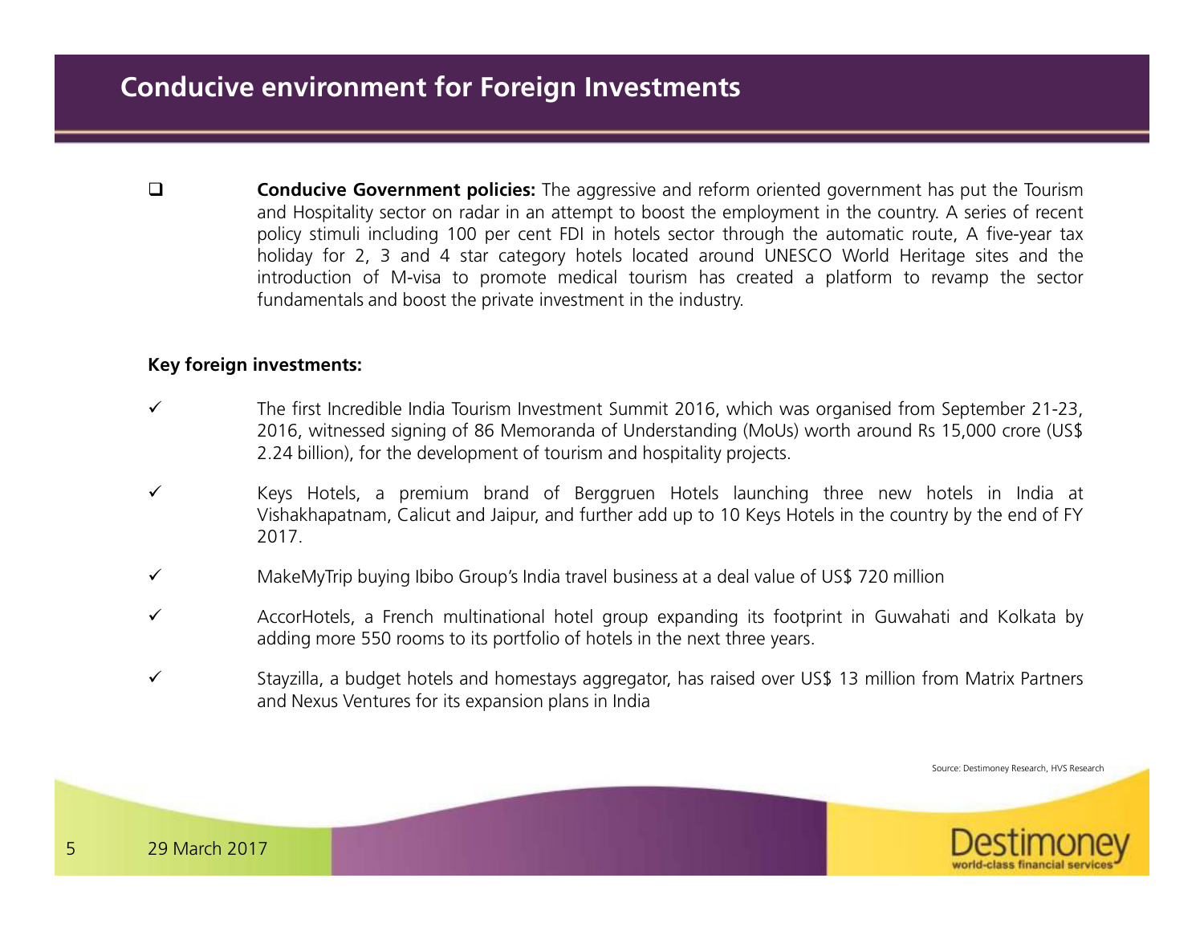# Conducive environment for Foreign Investments

- **Conducive Government policies:** The aggressive and reform oriented government has put the Tourism and Hospitality sector on radar in an attempt to boost the employment in the country. A series of recent policy stimuli including 100 per cent FDI in hotels sector through the automatic route, A five-year tax holiday for 2, 3 and 4 star category hotels located around UNESCO World Heritage sites and the introduction of M-visa to promote medical tourism has created a platform to revamp the sector fundamentals and boost the private investment in the industry.

**Key foreign investments:**

- ✓ The first Incredible India Tourism Investment Summit 2016, which was organised from September 21-23, 2016, witnessed signing of 86 Memoranda of Understanding (MoUs) worth around Rs 15,000 crore (US$ 2.24 billion), for the development of tourism and hospitality projects.
- ✓ Keys Hotels, a premium brand of Berggruen Hotels launching three new hotels in India at Vishakhapatnam, Calicut and Jaipur, and further add up to 10 Keys Hotels in the country by the end of FY 2017.
- ✓ MakeMyTrip buying Ibibo Group's India travel business at a deal value of US$ 720 million
- ✓ AccorHotels, a French multinational hotel group expanding its footprint in Guwahati and Kolkata by adding more 550 rooms to its portfolio of hotels in the next three years.
- ✓ Stayzilla, a budget hotels and homestays aggregator, has raised over US$ 13 million from Matrix Partners and Nexus Ventures for its expansion plans in India

Source: Destimoney Research, HVS Research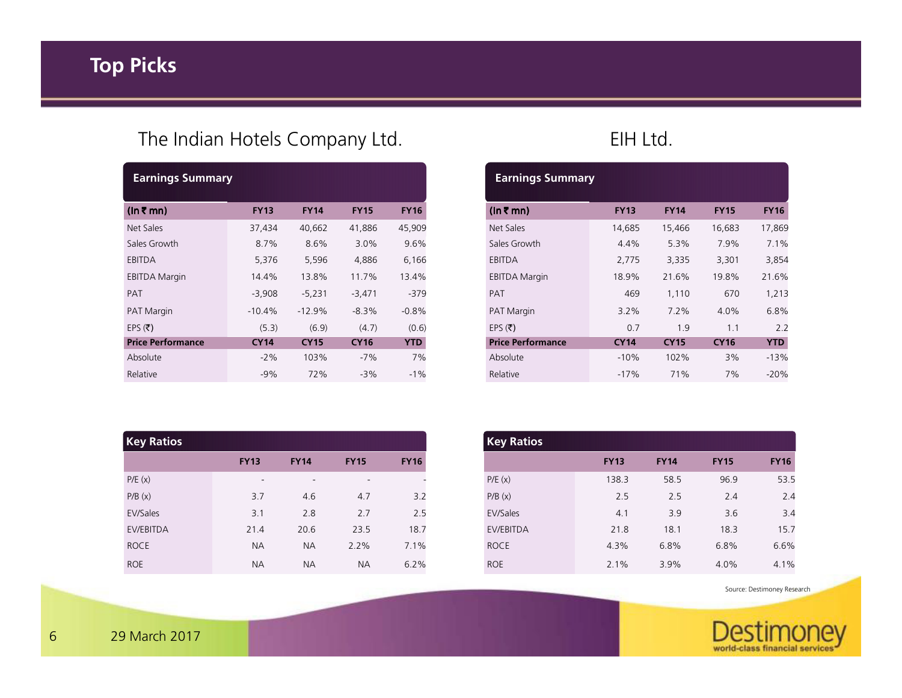# Top Picks

## The Indian Hotels Company Ltd.

**Earnings Summary**

| (In ₹ mn) | FY13 | FY14 | FY15 | FY16 |
|---|---|---|---|---|
| Net Sales | 37,434 | 40,662 | 41,886 | 45,909 |
| Sales Growth | 8.7% | 8.6% | 3.0% | 9.6% |
| EBITDA | 5,376 | 5,596 | 4,886 | 6,166 |
| EBITDA Margin | 14.4% | 13.8% | 11.7% | 13.4% |
| PAT | -3,908 | -5,231 | -3,471 | -379 |
| PAT Margin | -10.4% | -12.9% | -8.3% | -0.8% |
| EPS (₹) | (5.3) | (6.9) | (4.7) | (0.6) |
| **Price Performance** | **CY14** | **CY15** | **CY16** | **YTD** |
| Absolute | -2% | 103% | -7% | 7% |
| Relative | -9% | 72% | -3% | -1% |

**Key Ratios**

| | FY13 | FY14 | FY15 | FY16 |
|---|---|---|---|---|
| P/E (x) | - | - | - | - |
| P/B (x) | 3.7 | 4.6 | 4.7 | 3.2 |
| EV/Sales | 3.1 | 2.8 | 2.7 | 2.5 |
| EV/EBITDA | 21.4 | 20.6 | 23.5 | 18.7 |
| ROCE | NA | NA | 2.2% | 7.1% |
| ROE | NA | NA | NA | 6.2% |

## EIH Ltd.

**Earnings Summary**

| (In ₹ mn) | FY13 | FY14 | FY15 | FY16 |
|---|---|---|---|---|
| Net Sales | 14,685 | 15,466 | 16,683 | 17,869 |
| Sales Growth | 4.4% | 5.3% | 7.9% | 7.1% |
| EBITDA | 2,775 | 3,335 | 3,301 | 3,854 |
| EBITDA Margin | 18.9% | 21.6% | 19.8% | 21.6% |
| PAT | 469 | 1,110 | 670 | 1,213 |
| PAT Margin | 3.2% | 7.2% | 4.0% | 6.8% |
| EPS (₹) | 0.7 | 1.9 | 1.1 | 2.2 |
| **Price Performance** | **CY14** | **CY15** | **CY16** | **YTD** |
| Absolute | -10% | 102% | 3% | -13% |
| Relative | -17% | 71% | 7% | -20% |

**Key Ratios**

| | FY13 | FY14 | FY15 | FY16 |
|---|---|---|---|---|
| P/E (x) | 138.3 | 58.5 | 96.9 | 53.5 |
| P/B (x) | 2.5 | 2.5 | 2.4 | 2.4 |
| EV/Sales | 4.1 | 3.9 | 3.6 | 3.4 |
| EV/EBITDA | 21.8 | 18.1 | 18.3 | 15.7 |
| ROCE | 4.3% | 6.8% | 6.8% | 6.6% |
| ROE | 2.1% | 3.9% | 4.0% | 4.1% |

Source: Destimoney Research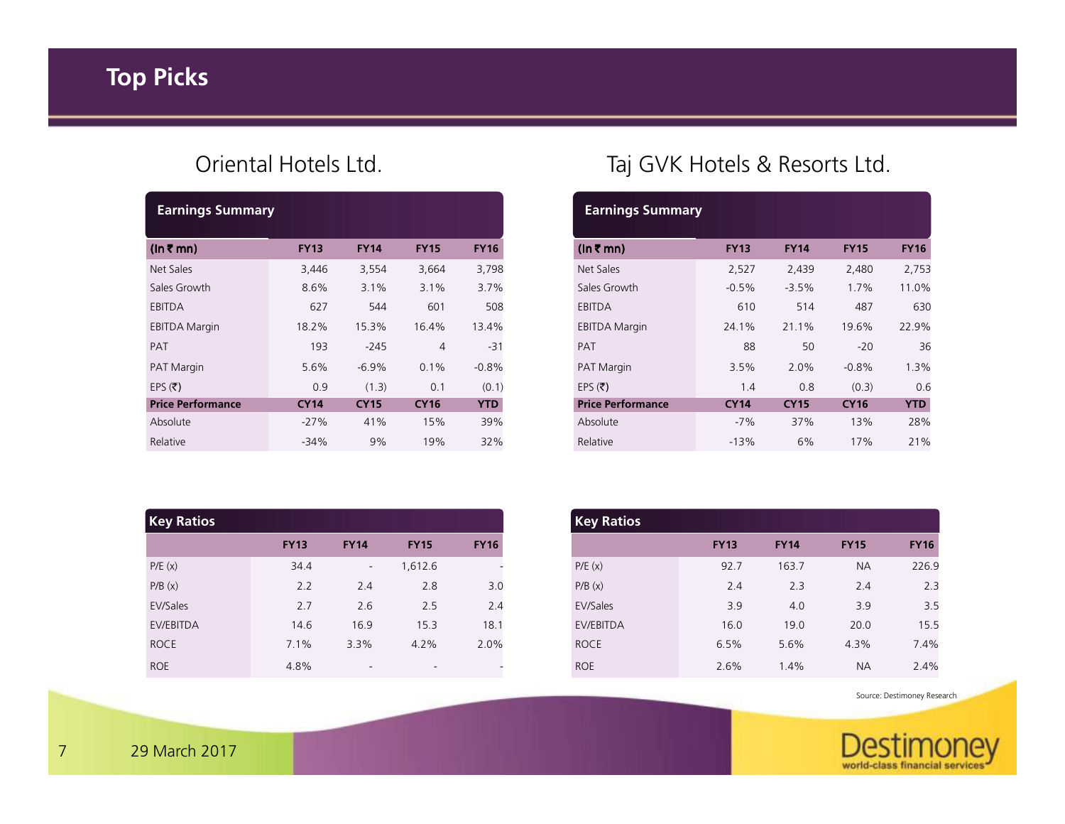# Top Picks

## Oriental Hotels Ltd.

**Earnings Summary**

| (In ₹ mn) | FY13 | FY14 | FY15 | FY16 |
|---|---|---|---|---|
| Net Sales | 3,446 | 3,554 | 3,664 | 3,798 |
| Sales Growth | 8.6% | 3.1% | 3.1% | 3.7% |
| EBITDA | 627 | 544 | 601 | 508 |
| EBITDA Margin | 18.2% | 15.3% | 16.4% | 13.4% |
| PAT | 193 | -245 | 4 | -31 |
| PAT Margin | 5.6% | -6.9% | 0.1% | -0.8% |
| EPS (₹) | 0.9 | (1.3) | 0.1 | (0.1) |
| **Price Performance** | **CY14** | **CY15** | **CY16** | **YTD** |
| Absolute | -27% | 41% | 15% | 39% |
| Relative | -34% | 9% | 19% | 32% |

**Key Ratios**

| | FY13 | FY14 | FY15 | FY16 |
|---|---|---|---|---|
| P/E (x) | 34.4 | - | 1,612.6 | - |
| P/B (x) | 2.2 | 2.4 | 2.8 | 3.0 |
| EV/Sales | 2.7 | 2.6 | 2.5 | 2.4 |
| EV/EBITDA | 14.6 | 16.9 | 15.3 | 18.1 |
| ROCE | 7.1% | 3.3% | 4.2% | 2.0% |
| ROE | 4.8% | - | - | - |

## Taj GVK Hotels & Resorts Ltd.

**Earnings Summary**

| (In ₹ mn) | FY13 | FY14 | FY15 | FY16 |
|---|---|---|---|---|
| Net Sales | 2,527 | 2,439 | 2,480 | 2,753 |
| Sales Growth | -0.5% | -3.5% | 1.7% | 11.0% |
| EBITDA | 610 | 514 | 487 | 630 |
| EBITDA Margin | 24.1% | 21.1% | 19.6% | 22.9% |
| PAT | 88 | 50 | -20 | 36 |
| PAT Margin | 3.5% | 2.0% | -0.8% | 1.3% |
| EPS (₹) | 1.4 | 0.8 | (0.3) | 0.6 |
| **Price Performance** | **CY14** | **CY15** | **CY16** | **YTD** |
| Absolute | -7% | 37% | 13% | 28% |
| Relative | -13% | 6% | 17% | 21% |

**Key Ratios**

| | FY13 | FY14 | FY15 | FY16 |
|---|---|---|---|---|
| P/E (x) | 92.7 | 163.7 | NA | 226.9 |
| P/B (x) | 2.4 | 2.3 | 2.4 | 2.3 |
| EV/Sales | 3.9 | 4.0 | 3.9 | 3.5 |
| EV/EBITDA | 16.0 | 19.0 | 20.0 | 15.5 |
| ROCE | 6.5% | 5.6% | 4.3% | 7.4% |
| ROE | 2.6% | 1.4% | NA | 2.4% |

Source: Destimoney Research

29 March 2017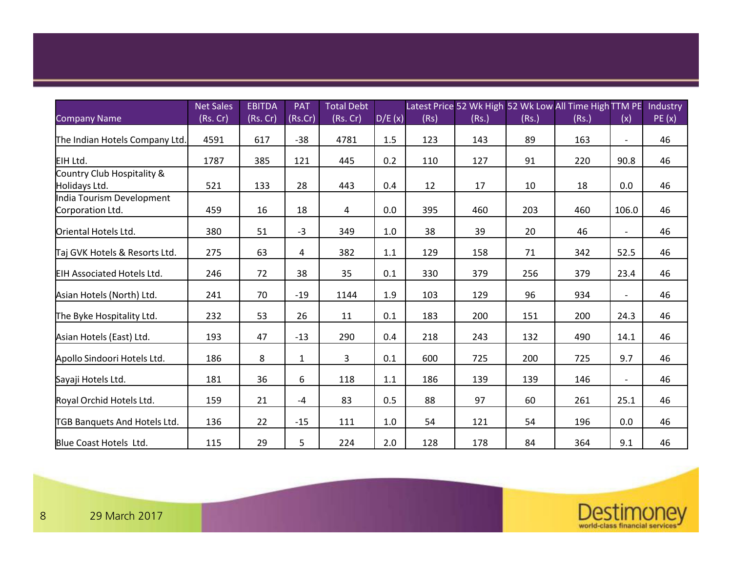| Company Name | Net Sales (Rs. Cr) | EBITDA (Rs. Cr) | PAT (Rs.Cr) | Total Debt (Rs. Cr) | D/E (x) | Latest Price (Rs) | 52 Wk High (Rs.) | 52 Wk Low (Rs.) | All Time High (Rs.) | TTM PE (x) | Industry PE (x) |
|---|---|---|---|---|---|---|---|---|---|---|---|
| The Indian Hotels Company Ltd. | 4591 | 617 | -38 | 4781 | 1.5 | 123 | 143 | 89 | 163 | - | 46 |
| EIH Ltd. | 1787 | 385 | 121 | 445 | 0.2 | 110 | 127 | 91 | 220 | 90.8 | 46 |
| Country Club Hospitality & Holidays Ltd. | 521 | 133 | 28 | 443 | 0.4 | 12 | 17 | 10 | 18 | 0.0 | 46 |
| India Tourism Development Corporation Ltd. | 459 | 16 | 18 | 4 | 0.0 | 395 | 460 | 203 | 460 | 106.0 | 46 |
| Oriental Hotels Ltd. | 380 | 51 | -3 | 349 | 1.0 | 38 | 39 | 20 | 46 | - | 46 |
| Taj GVK Hotels & Resorts Ltd. | 275 | 63 | 4 | 382 | 1.1 | 129 | 158 | 71 | 342 | 52.5 | 46 |
| EIH Associated Hotels Ltd. | 246 | 72 | 38 | 35 | 0.1 | 330 | 379 | 256 | 379 | 23.4 | 46 |
| Asian Hotels (North) Ltd. | 241 | 70 | -19 | 1144 | 1.9 | 103 | 129 | 96 | 934 | - | 46 |
| The Byke Hospitality Ltd. | 232 | 53 | 26 | 11 | 0.1 | 183 | 200 | 151 | 200 | 24.3 | 46 |
| Asian Hotels (East) Ltd. | 193 | 47 | -13 | 290 | 0.4 | 218 | 243 | 132 | 490 | 14.1 | 46 |
| Apollo Sindoori Hotels Ltd. | 186 | 8 | 1 | 3 | 0.1 | 600 | 725 | 200 | 725 | 9.7 | 46 |
| Sayaji Hotels Ltd. | 181 | 36 | 6 | 118 | 1.1 | 186 | 139 | 139 | 146 | - | 46 |
| Royal Orchid Hotels Ltd. | 159 | 21 | -4 | 83 | 0.5 | 88 | 97 | 60 | 261 | 25.1 | 46 |
| TGB Banquets And Hotels Ltd. | 136 | 22 | -15 | 111 | 1.0 | 54 | 121 | 54 | 196 | 0.0 | 46 |
| Blue Coast Hotels Ltd. | 115 | 29 | 5 | 224 | 2.0 | 128 | 178 | 84 | 364 | 9.1 | 46 |

29 March 2017

Destimoney
world-class financial services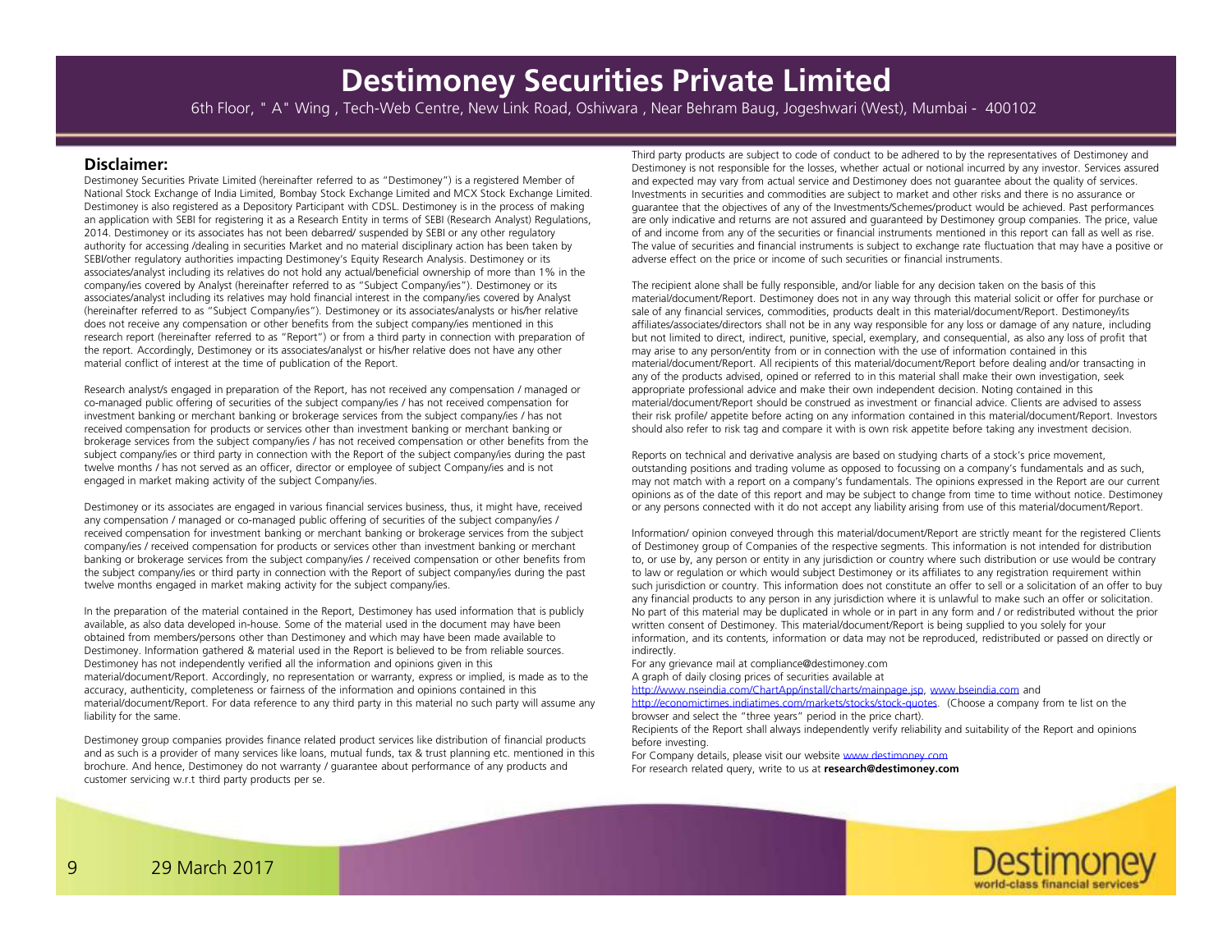# Destimoney Securities Private Limited

6th Floor, " A" Wing , Tech-Web Centre, New Link Road, Oshiwara , Near Behram Baug, Jogeshwari (West), Mumbai - 400102

## Disclaimer:

Destimoney Securities Private Limited (hereinafter referred to as "Destimoney") is a registered Member of National Stock Exchange of India Limited, Bombay Stock Exchange Limited and MCX Stock Exchange Limited. Destimoney is also registered as a Depository Participant with CDSL. Destimoney is in the process of making an application with SEBI for registering it as a Research Entity in terms of SEBI (Research Analyst) Regulations, 2014. Destimoney or its associates has not been debarred/ suspended by SEBI or any other regulatory authority for accessing /dealing in securities Market and no material disciplinary action has been taken by SEBI/other regulatory authorities impacting Destimoney's Equity Research Analysis. Destimoney or its associates/analyst including its relatives do not hold any actual/beneficial ownership of more than 1% in the company/ies covered by Analyst (hereinafter referred to as "Subject Company/ies"). Destimoney or its associates/analyst including its relatives may hold financial interest in the company/ies covered by Analyst (hereinafter referred to as "Subject Company/ies"). Destimoney or its associates/analysts or his/her relative does not receive any compensation or other benefits from the subject company/ies mentioned in this research report (hereinafter referred to as "Report") or from a third party in connection with preparation of the report. Accordingly, Destimoney or its associates/analyst or his/her relative does not have any other material conflict of interest at the time of publication of the Report.

Research analyst/s engaged in preparation of the Report, has not received any compensation / managed or co-managed public offering of securities of the subject company/ies / has not received compensation for investment banking or merchant banking or brokerage services from the subject company/ies / has not received compensation for products or services other than investment banking or merchant banking or brokerage services from the subject company/ies / has not received compensation or other benefits from the subject company/ies or third party in connection with the Report of the subject company/ies during the past twelve months / has not served as an officer, director or employee of subject Company/ies and is not engaged in market making activity of the subject Company/ies.

Destimoney or its associates are engaged in various financial services business, thus, it might have, received any compensation / managed or co-managed public offering of securities of the subject company/ies / received compensation for investment banking or merchant banking or brokerage services from the subject company/ies / received compensation for products or services other than investment banking or merchant banking or brokerage services from the subject company/ies / received compensation or other benefits from the subject company/ies or third party in connection with the Report of subject company/ies during the past twelve months engaged in market making activity for the subject company/ies.

In the preparation of the material contained in the Report, Destimoney has used information that is publicly available, as also data developed in-house. Some of the material used in the document may have been obtained from members/persons other than Destimoney and which may have been made available to Destimoney. Information gathered & material used in the Report is believed to be from reliable sources. Destimoney has not independently verified all the information and opinions given in this material/document/Report. Accordingly, no representation or warranty, express or implied, is made as to the accuracy, authenticity, completeness or fairness of the information and opinions contained in this material/document/Report. For data reference to any third party in this material no such party will assume any liability for the same.

Destimoney group companies provides finance related product services like distribution of financial products and as such is a provider of many services like loans, mutual funds, tax & trust planning etc. mentioned in this brochure. And hence, Destimoney do not warranty / guarantee about performance of any products and customer servicing w.r.t third party products per se.

Third party products are subject to code of conduct to be adhered to by the representatives of Destimoney and Destimoney is not responsible for the losses, whether actual or notional incurred by any investor. Services assured and expected may vary from actual service and Destimoney does not guarantee about the quality of services. Investments in securities and commodities are subject to market and other risks and there is no assurance or guarantee that the objectives of any of the Investments/Schemes/product would be achieved. Past performances are only indicative and returns are not assured and guaranteed by Destimoney group companies. The price, value of and income from any of the securities or financial instruments mentioned in this report can fall as well as rise. The value of securities and financial instruments is subject to exchange rate fluctuation that may have a positive or adverse effect on the price or income of such securities or financial instruments.

The recipient alone shall be fully responsible, and/or liable for any decision taken on the basis of this material/document/Report. Destimoney does not in any way through this material solicit or offer for purchase or sale of any financial services, commodities, products dealt in this material/document/Report. Destimoney/its affiliates/associates/directors shall not be in any way responsible for any loss or damage of any nature, including but not limited to direct, indirect, punitive, special, exemplary, and consequential, as also any loss of profit that may arise to any person/entity from or in connection with the use of information contained in this material/document/Report. All recipients of this material/document/Report before dealing and/or transacting in any of the products advised, opined or referred to in this material shall make their own investigation, seek appropriate professional advice and make their own independent decision. Noting contained in this material/document/Report should be construed as investment or financial advice. Clients are advised to assess their risk profile/ appetite before acting on any information contained in this material/document/Report. Investors should also refer to risk tag and compare it with is own risk appetite before taking any investment decision.

Reports on technical and derivative analysis are based on studying charts of a stock's price movement, outstanding positions and trading volume as opposed to focussing on a company's fundamentals and as such, may not match with a report on a company's fundamentals. The opinions expressed in the Report are our current opinions as of the date of this report and may be subject to change from time to time without notice. Destimoney or any persons connected with it do not accept any liability arising from use of this material/document/Report.

Information/ opinion conveyed through this material/document/Report are strictly meant for the registered Clients of Destimoney group of Companies of the respective segments. This information is not intended for distribution to, or use by, any person or entity in any jurisdiction or country where such distribution or use would be contrary to law or regulation or which would subject Destimoney or its affiliates to any registration requirement within such jurisdiction or country. This information does not constitute an offer to sell or a solicitation of an offer to buy any financial products to any person in any jurisdiction where it is unlawful to make such an offer or solicitation. No part of this material may be duplicated in whole or in part in any form and / or redistributed without the prior written consent of Destimoney. This material/document/Report is being supplied to you solely for your information, and its contents, information or data may not be reproduced, redistributed or passed on directly or indirectly.

For any grievance mail at compliance@destimoney.com

A graph of daily closing prices of securities available at

http://www.nseindia.com/ChartApp/install/charts/mainpage.jsp, www.bseindia.com and http://economictimes.indiatimes.com/markets/stocks/stock-quotes. (Choose a company from te list on the browser and select the "three years" period in the price chart).

Recipients of the Report shall always independently verify reliability and suitability of the Report and opinions before investing.

For Company details, please visit our website www.destimoney.com

For research related query, write to us at **research@destimoney.com**

29 March 2017